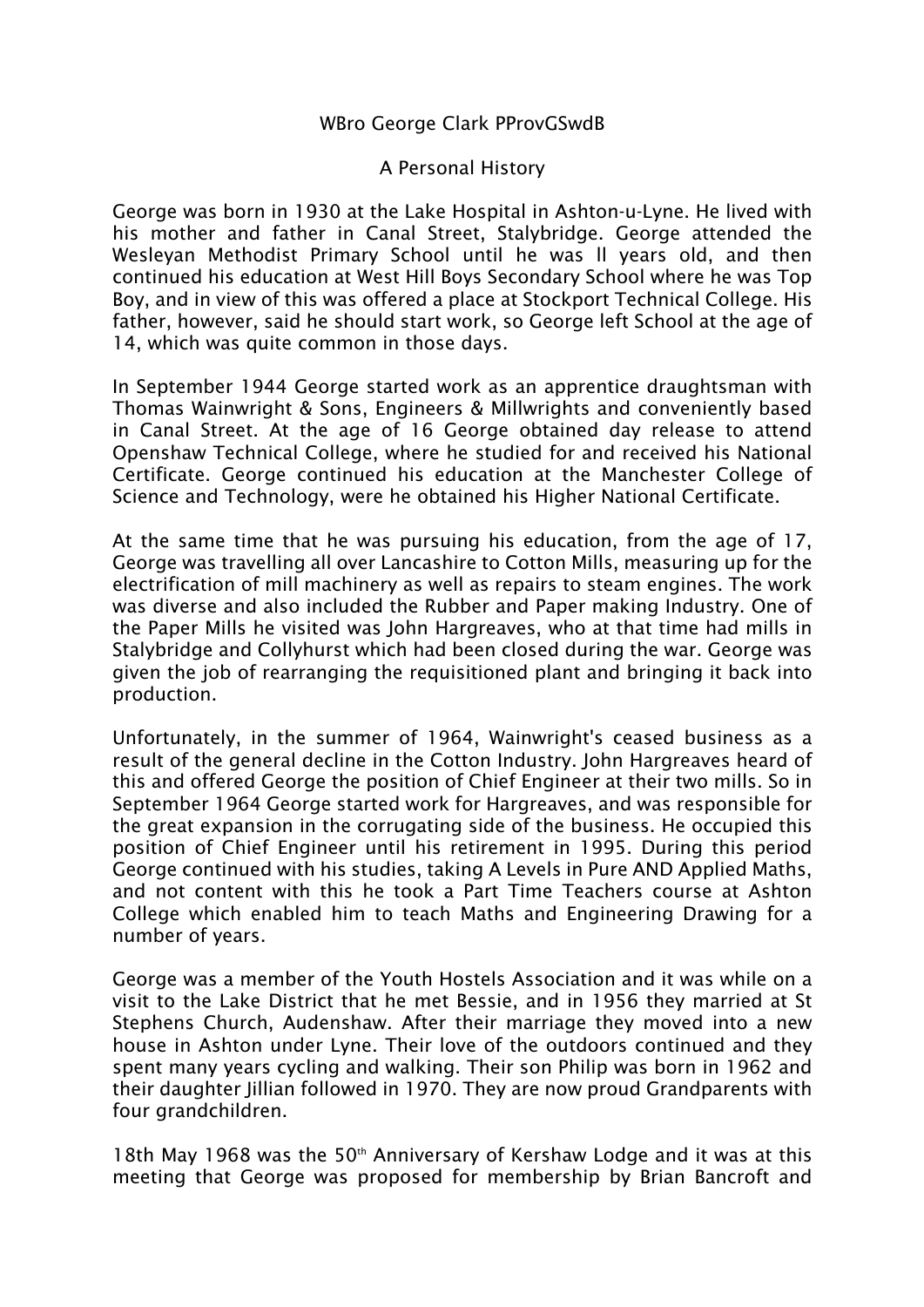# WBro George Clark PProvGSwdB

## A Personal History

George was born in 1930 at the Lake Hospital in Ashton-u-Lyne. He lived with his mother and father in Canal Street, Stalybridge. George attended the Wesleyan Methodist Primary School until he was ll years old, and then continued his education at West Hill Boys Secondary School where he was Top Boy, and in view of this was offered a place at Stockport Technical College. His father, however, said he should start work, so George left School at the age of 14, which was quite common in those days.

In September 1944 George started work as an apprentice draughtsman with Thomas Wainwright & Sons, Engineers & Millwrights and conveniently based in Canal Street. At the age of 16 George obtained day release to attend Openshaw Technical College, where he studied for and received his National Certificate. George continued his education at the Manchester College of Science and Technology, were he obtained his Higher National Certificate.

At the same time that he was pursuing his education, from the age of 17, George was travelling all over Lancashire to Cotton Mills, measuring up for the electrification of mill machinery as well as repairs to steam engines. The work was diverse and also included the Rubber and Paper making Industry. One of the Paper Mills he visited was John Hargreaves, who at that time had mills in Stalybridge and Collyhurst which had been closed during the war. George was given the job of rearranging the requisitioned plant and bringing it back into production.

Unfortunately, in the summer of 1964, Wainwright's ceased business as a result of the general decline in the Cotton Industry. John Hargreaves heard of this and offered George the position of Chief Engineer at their two mills. So in September 1964 George started work for Hargreaves, and was responsible for the great expansion in the corrugating side of the business. He occupied this position of Chief Engineer until his retirement in 1995. During this period George continued with his studies, taking A Levels in Pure AND Applied Maths, and not content with this he took a Part Time Teachers course at Ashton College which enabled him to teach Maths and Engineering Drawing for a number of years.

George was a member of the Youth Hostels Association and it was while on a visit to the Lake District that he met Bessie, and in 1956 they married at St Stephens Church, Audenshaw. After their marriage they moved into a new house in Ashton under Lyne. Their love of the outdoors continued and they spent many years cycling and walking. Their son Philip was born in 1962 and their daughter Jillian followed in 1970. They are now proud Grandparents with four grandchildren.

18th May 1968 was the 50th Anniversary of Kershaw Lodge and it was at this meeting that George was proposed for membership by Brian Bancroft and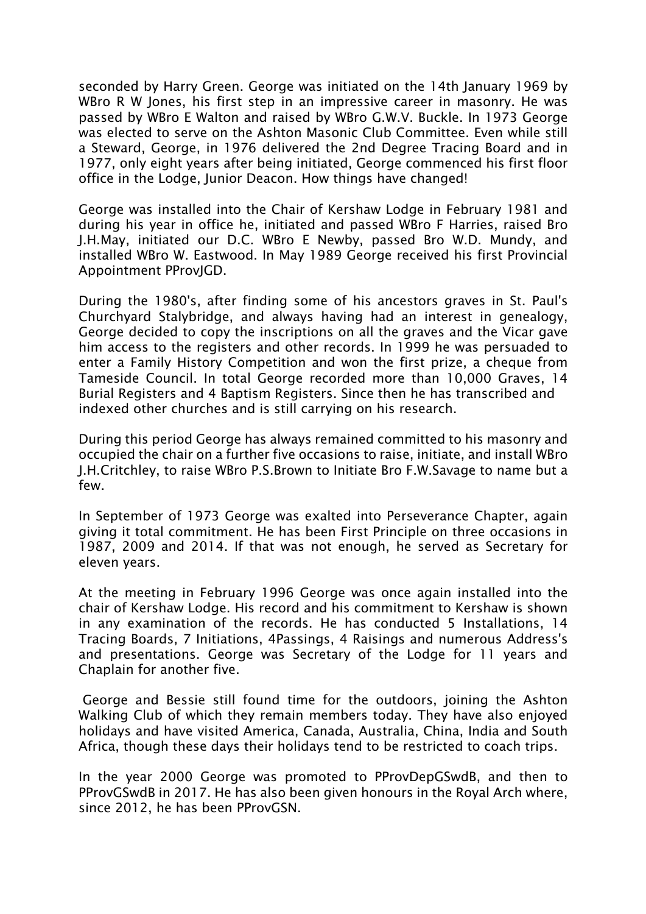seconded by Harry Green. George was initiated on the 14th January 1969 by WBro R W Jones, his first step in an impressive career in masonry. He was passed by WBro E Walton and raised by WBro G.W.V. Buckle. In 1973 George was elected to serve on the Ashton Masonic Club Committee. Even while still a Steward, George, in 1976 delivered the 2nd Degree Tracing Board and in 1977, only eight years after being initiated, George commenced his first floor office in the Lodge, Junior Deacon. How things have changed!

George was installed into the Chair of Kershaw Lodge in February 1981 and during his year in office he, initiated and passed WBro F Harries, raised Bro J.H.May, initiated our D.C. WBro E Newby, passed Bro W.D. Mundy, and installed WBro W. Eastwood. In May 1989 George received his first Provincial Appointment PProvJGD.

During the 1980's, after finding some of his ancestors graves in St. Paul's Churchyard Stalybridge, and always having had an interest in genealogy, George decided to copy the inscriptions on all the graves and the Vicar gave him access to the registers and other records. In 1999 he was persuaded to enter a Family History Competition and won the first prize, a cheque from Tameside Council. In total George recorded more than 10,000 Graves, 14 Burial Registers and 4 Baptism Registers. Since then he has transcribed and indexed other churches and is still carrying on his research.

During this period George has always remained committed to his masonry and occupied the chair on a further five occasions to raise, initiate, and install WBro J.H.Critchley, to raise WBro P.S.Brown to Initiate Bro F.W.Savage to name but a few.

In September of 1973 George was exalted into Perseverance Chapter, again giving it total commitment. He has been First Principle on three occasions in 1987, 2009 and 2014. If that was not enough, he served as Secretary for eleven years.

At the meeting in February 1996 George was once again installed into the chair of Kershaw Lodge. His record and his commitment to Kershaw is shown in any examination of the records. He has conducted 5 Installations, 14 Tracing Boards, 7 Initiations, 4Passings, 4 Raisings and numerous Address's and presentations. George was Secretary of the Lodge for 11 years and Chaplain for another five.

George and Bessie still found time for the outdoors, joining the Ashton Walking Club of which they remain members today. They have also enjoyed holidays and have visited America, Canada, Australia, China, India and South Africa, though these days their holidays tend to be restricted to coach trips.

In the year 2000 George was promoted to PProvDepGSwdB, and then to PProvGSwdB in 2017. He has also been given honours in the Royal Arch where, since 2012, he has been PProvGSN.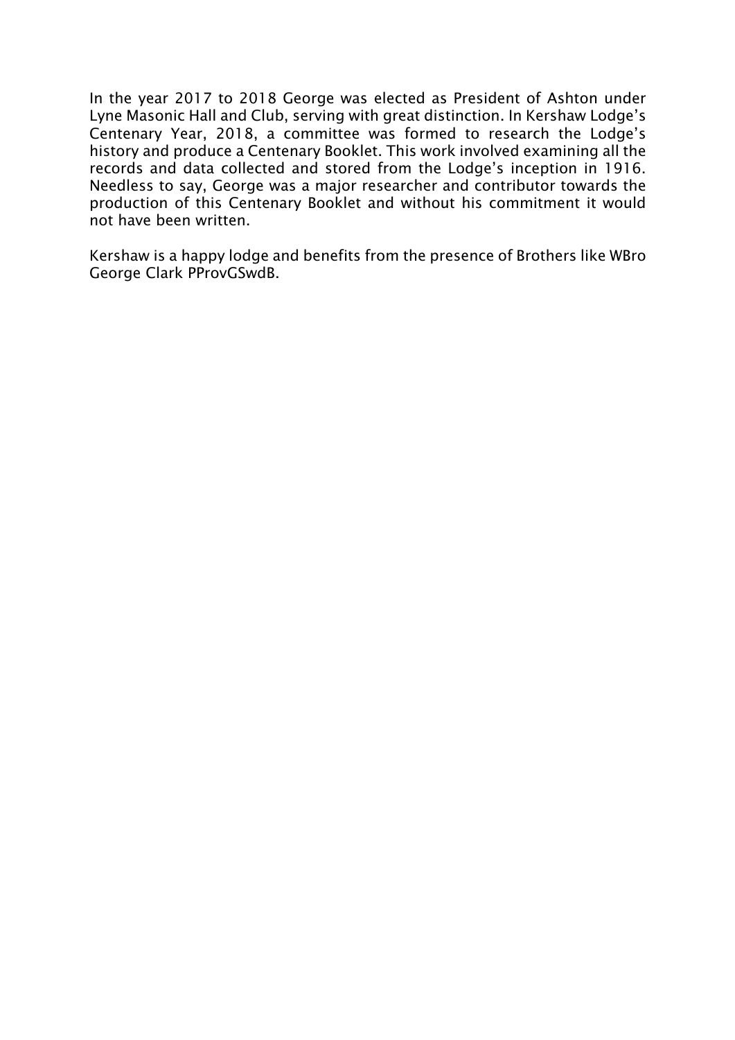In the year 2017 to 2018 George was elected as President of Ashton under Lyne Masonic Hall and Club, serving with great distinction. In Kershaw Lodge's Centenary Year, 2018, a committee was formed to research the Lodge's history and produce a Centenary Booklet. This work involved examining all the records and data collected and stored from the Lodge's inception in 1916. Needless to say, George was a major researcher and contributor towards the production of this Centenary Booklet and without his commitment it would not have been written.

Kershaw is a happy lodge and benefits from the presence of Brothers like WBro George Clark PProvGSwdB.